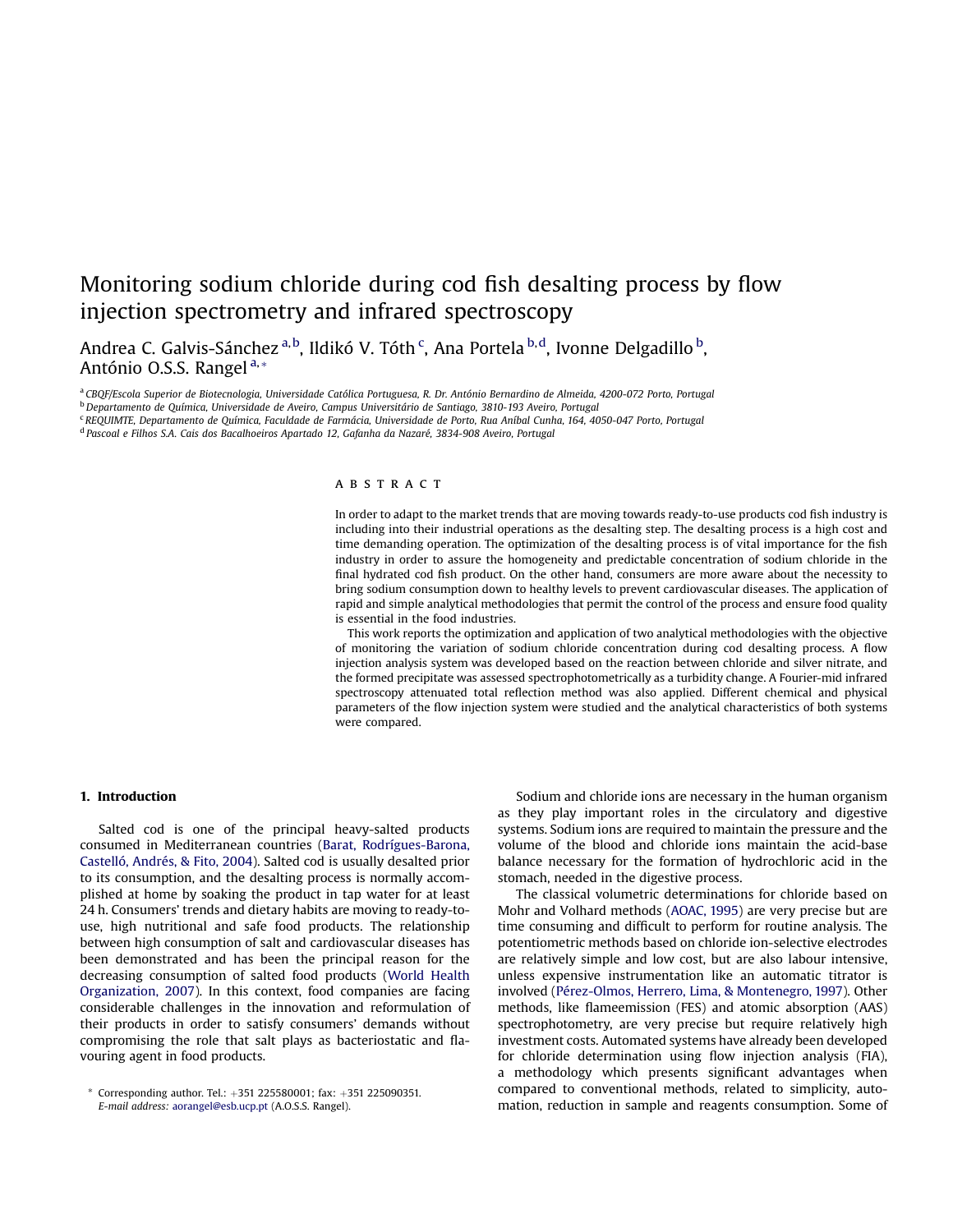# Monitoring sodium chloride during cod fish desalting process by flow injection spectrometry and infrared spectroscopy

Andrea C. Galvis-Sánchez [a,b], Ildikó V. Tóth [c], Ana Portela [b,d], Ivonne Delgadillo [b], António O.S.S. Rangel [a,*]

[a] CBQF/Escola Superior de Biotecnologia, Universidade Católica Portuguesa, R. Dr. António Bernardino de Almeida, 4200-072 Porto, Portugal
[b] Departamento de Química, Universidade de Aveiro, Campus Universitário de Santiago, 3810-193 Aveiro, Portugal
[c] REQUIMTE, Departamento de Química, Faculdade de Farmácia, Universidade de Porto, Rua Aníbal Cunha, 164, 4050-047 Porto, Portugal
[d] Pascoal e Filhos S.A. Cais dos Bacalhoeiros Apartado 12, Gafanha da Nazaré, 3834-908 Aveiro, Portugal

## ABSTRACT

In order to adapt to the market trends that are moving towards ready-to-use products cod fish industry is including into their industrial operations as the desalting step. The desalting process is a high cost and time demanding operation. The optimization of the desalting process is of vital importance for the fish industry in order to assure the homogeneity and predictable concentration of sodium chloride in the final hydrated cod fish product. On the other hand, consumers are more aware about the necessity to bring sodium consumption down to healthy levels to prevent cardiovascular diseases. The application of rapid and simple analytical methodologies that permit the control of the process and ensure food quality is essential in the food industries.

This work reports the optimization and application of two analytical methodologies with the objective of monitoring the variation of sodium chloride concentration during cod desalting process. A flow injection analysis system was developed based on the reaction between chloride and silver nitrate, and the formed precipitate was assessed spectrophotometrically as a turbidity change. A Fourier-mid infrared spectroscopy attenuated total reflection method was also applied. Different chemical and physical parameters of the flow injection system were studied and the analytical characteristics of both systems were compared.

## 1. Introduction

Salted cod is one of the principal heavy-salted products consumed in Mediterranean countries (Barat, Rodrígues-Barona, Castelló, Andrés, & Fito, 2004). Salted cod is usually desalted prior to its consumption, and the desalting process is normally accomplished at home by soaking the product in tap water for at least 24 h. Consumers' trends and dietary habits are moving to ready-to-use, high nutritional and safe food products. The relationship between high consumption of salt and cardiovascular diseases has been demonstrated and has been the principal reason for the decreasing consumption of salted food products (World Health Organization, 2007). In this context, food companies are facing considerable challenges in the innovation and reformulation of their products in order to satisfy consumers' demands without compromising the role that salt plays as bacteriostatic and flavouring agent in food products.

Sodium and chloride ions are necessary in the human organism as they play important roles in the circulatory and digestive systems. Sodium ions are required to maintain the pressure and the volume of the blood and chloride ions maintain the acid-base balance necessary for the formation of hydrochloric acid in the stomach, needed in the digestive process.

The classical volumetric determinations for chloride based on Mohr and Volhard methods (AOAC, 1995) are very precise but are time consuming and difficult to perform for routine analysis. The potentiometric methods based on chloride ion-selective electrodes are relatively simple and low cost, but are also labour intensive, unless expensive instrumentation like an automatic titrator is involved (Pérez-Olmos, Herrero, Lima, & Montenegro, 1997). Other methods, like flameemission (FES) and atomic absorption (AAS) spectrophotometry, are very precise but require relatively high investment costs. Automated systems have already been developed for chloride determination using flow injection analysis (FIA), a methodology which presents significant advantages when compared to conventional methods, related to simplicity, automation, reduction in sample and reagents consumption. Some of

\* Corresponding author. Tel.: +351 225580001; fax: +351 225090351.
E-mail address: aorangel@esb.ucp.pt (A.O.S.S. Rangel).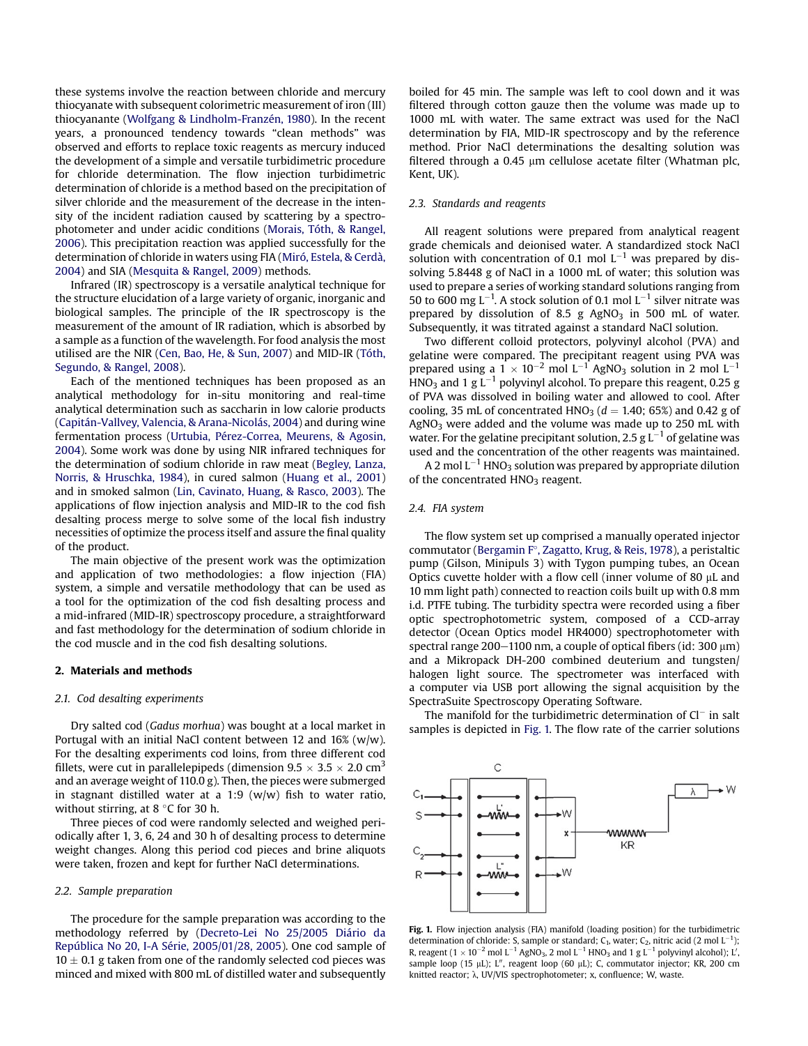these systems involve the reaction between chloride and mercury thiocyanate with subsequent colorimetric measurement of iron (III) thiocyanante (Wolfgang & Lindholm-Franzén, 1980). In the recent years, a pronounced tendency towards "clean methods" was observed and efforts to replace toxic reagents as mercury induced the development of a simple and versatile turbidimetric procedure for chloride determination. The flow injection turbidimetric determination of chloride is a method based on the precipitation of silver chloride and the measurement of the decrease in the intensity of the incident radiation caused by scattering by a spectrophotometer and under acidic conditions (Morais, Tóth, & Rangel, 2006). This precipitation reaction was applied successfully for the determination of chloride in waters using FIA (Miró, Estela, & Cerdà, 2004) and SIA (Mesquita & Rangel, 2009) methods.

Infrared (IR) spectroscopy is a versatile analytical technique for the structure elucidation of a large variety of organic, inorganic and biological samples. The principle of the IR spectroscopy is the measurement of the amount of IR radiation, which is absorbed by a sample as a function of the wavelength. For food analysis the most utilised are the NIR (Cen, Bao, He, & Sun, 2007) and MID-IR (Tóth, Segundo, & Rangel, 2008).

Each of the mentioned techniques has been proposed as an analytical methodology for in-situ monitoring and real-time analytical determination such as saccharin in low calorie products (Capitán-Vallvey, Valencia, & Arana-Nicolás, 2004) and during wine fermentation process (Urtubia, Pérez-Correa, Meurens, & Agosin, 2004). Some work was done by using NIR infrared techniques for the determination of sodium chloride in raw meat (Begley, Lanza, Norris, & Hruschka, 1984), in cured salmon (Huang et al., 2001) and in smoked salmon (Lin, Cavinato, Huang, & Rasco, 2003). The applications of flow injection analysis and MID-IR to the cod fish desalting process merge to solve some of the local fish industry necessities of optimize the process itself and assure the final quality of the product.

The main objective of the present work was the optimization and application of two methodologies: a flow injection (FIA) system, a simple and versatile methodology that can be used as a tool for the optimization of the cod fish desalting process and a mid-infrared (MID-IR) spectroscopy procedure, a straightforward and fast methodology for the determination of sodium chloride in the cod muscle and in the cod fish desalting solutions.

## 2. Materials and methods

### 2.1. Cod desalting experiments

Dry salted cod (*Gadus morhua*) was bought at a local market in Portugal with an initial NaCl content between 12 and 16% (w/w). For the desalting experiments cod loins, from three different cod fillets, were cut in parallelepipeds (dimension $9.5 \times 3.5 \times 2.0$ cm$^3$ and an average weight of 110.0 g). Then, the pieces were submerged in stagnant distilled water at a 1:9 (w/w) fish to water ratio, without stirring, at 8 °C for 30 h.

Three pieces of cod were randomly selected and weighed periodically after 1, 3, 6, 24 and 30 h of desalting process to determine weight changes. Along this period cod pieces and brine aliquots were taken, frozen and kept for further NaCl determinations.

### 2.2. Sample preparation

The procedure for the sample preparation was according to the methodology referred by (Decreto-Lei No 25/2005 Diário da República No 20, I-A Série, 2005/01/28, 2005). One cod sample of $10 \pm 0.1$ g taken from one of the randomly selected cod pieces was minced and mixed with 800 mL of distilled water and subsequently boiled for 45 min. The sample was left to cool down and it was filtered through cotton gauze then the volume was made up to 1000 mL with water. The same extract was used for the NaCl determination by FIA, MID-IR spectroscopy and by the reference method. Prior NaCl determinations the desalting solution was filtered through a 0.45 μm cellulose acetate filter (Whatman plc, Kent, UK).

### 2.3. Standards and reagents

All reagent solutions were prepared from analytical reagent grade chemicals and deionised water. A standardized stock NaCl solution with concentration of 0.1 mol L$^{-1}$ was prepared by dissolving 5.8448 g of NaCl in a 1000 mL of water; this solution was used to prepare a series of working standard solutions ranging from 50 to 600 mg L$^{-1}$. A stock solution of 0.1 mol L$^{-1}$ silver nitrate was prepared by dissolution of 8.5 g $AgNO_3$ in 500 mL of water. Subsequently, it was titrated against a standard NaCl solution.

Two different colloid protectors, polyvinyl alcohol (PVA) and gelatine were compared. The precipitant reagent using PVA was prepared using a $1 \times 10^{-2}$ mol L$^{-1}$ $AgNO_3$ solution in 2 mol L$^{-1}$ $HNO_3$ and 1 g L$^{-1}$ polyvinyl alcohol. To prepare this reagent, 0.25 g of PVA was dissolved in boiling water and allowed to cool. After cooling, 35 mL of concentrated $HNO_3$ ($d = 1.40$; 65%) and 0.42 g of $AgNO_3$ were added and the volume was made up to 250 mL with water. For the gelatine precipitant solution, 2.5 g L$^{-1}$ of gelatine was used and the concentration of the other reagents was maintained.

A 2 mol L$^{-1}$ $HNO_3$ solution was prepared by appropriate dilution of the concentrated $HNO_3$ reagent.

### 2.4. FIA system

The flow system set up comprised a manually operated injector commutator (Bergamin F°, Zagatto, Krug, & Reis, 1978), a peristaltic pump (Gilson, Minipuls 3) with Tygon pumping tubes, an Ocean Optics cuvette holder with a flow cell (inner volume of 80 μL and 10 mm light path) connected to reaction coils built up with 0.8 mm i.d. PTFE tubing. The turbidity spectra were recorded using a fiber optic spectrophotometric system, composed of a CCD-array detector (Ocean Optics model HR4000) spectrophotometer with spectral range 200–1100 nm, a couple of optical fibers (id: 300 μm) and a Mikropack DH-200 combined deuterium and tungsten/halogen light source. The spectrometer was interfaced with a computer via USB port allowing the signal acquisition by the SpectraSuite Spectroscopy Operating Software.

The manifold for the turbidimetric determination of $Cl^-$ in salt samples is depicted in Fig. 1. The flow rate of the carrier solutions

Fig. 1. Flow injection analysis (FIA) manifold (loading position) for the turbidimetric determination of chloride: S, sample or standard; $C_1$, water; $C_2$, nitric acid (2 mol L$^{-1}$); R, reagent ($1 \times 10^{-2}$ mol L$^{-1}$ $AgNO_3$, 2 mol L$^{-1}$ $HNO_3$ and 1 g L$^{-1}$ polyvinyl alcohol); L′, sample loop (15 μL); L″, reagent loop (60 μL); C, commutator injector; KR, 200 cm knitted reactor; λ, UV/VIS spectrophotometer; x, confluence; W, waste.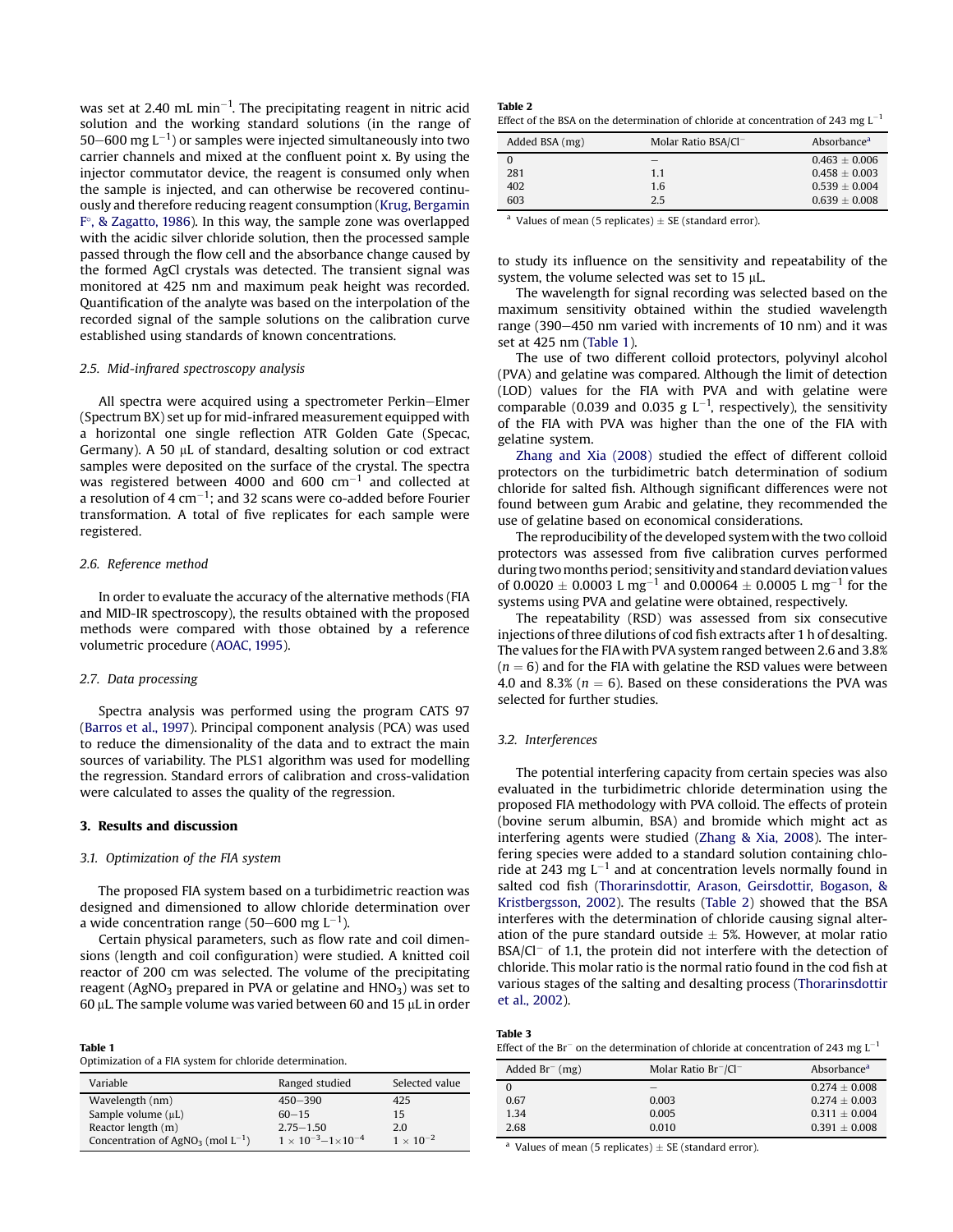was set at 2.40 mL $min^{-1}$. The precipitating reagent in nitric acid solution and the working standard solutions (in the range of 50–600 mg $L^{-1}$) or samples were injected simultaneously into two carrier channels and mixed at the confluent point x. By using the injector commutator device, the reagent is consumed only when the sample is injected, and can otherwise be recovered continuously and therefore reducing reagent consumption (Krug, Bergamin F°, & Zagatto, 1986). In this way, the sample zone was overlapped with the acidic silver chloride solution, then the processed sample passed through the flow cell and the absorbance change caused by the formed AgCl crystals was detected. The transient signal was monitored at 425 nm and maximum peak height was recorded. Quantification of the analyte was based on the interpolation of the recorded signal of the sample solutions on the calibration curve established using standards of known concentrations.

### 2.5. Mid-infrared spectroscopy analysis

All spectra were acquired using a spectrometer Perkin–Elmer (Spectrum BX) set up for mid-infrared measurement equipped with a horizontal one single reflection ATR Golden Gate (Specac, Germany). A 50 μL of standard, desalting solution or cod extract samples were deposited on the surface of the crystal. The spectra was registered between 4000 and 600 $cm^{-1}$ and collected at a resolution of 4 $cm^{-1}$; and 32 scans were co-added before Fourier transformation. A total of five replicates for each sample were registered.

### 2.6. Reference method

In order to evaluate the accuracy of the alternative methods (FIA and MID-IR spectroscopy), the results obtained with the proposed methods were compared with those obtained by a reference volumetric procedure (AOAC, 1995).

### 2.7. Data processing

Spectra analysis was performed using the program CATS 97 (Barros et al., 1997). Principal component analysis (PCA) was used to reduce the dimensionality of the data and to extract the main sources of variability. The PLS1 algorithm was used for modelling the regression. Standard errors of calibration and cross-validation were calculated to asses the quality of the regression.

## 3. Results and discussion

### 3.1. Optimization of the FIA system

The proposed FIA system based on a turbidimetric reaction was designed and dimensioned to allow chloride determination over a wide concentration range (50–600 mg $L^{-1}$).

Certain physical parameters, such as flow rate and coil dimensions (length and coil configuration) were studied. A knitted coil reactor of 200 cm was selected. The volume of the precipitating reagent ($AgNO_3$ prepared in PVA or gelatine and $HNO_3$) was set to 60 μL. The sample volume was varied between 60 and 15 μL in order to study its influence on the sensitivity and repeatability of the system, the volume selected was set to 15 μL.

The wavelength for signal recording was selected based on the maximum sensitivity obtained within the studied wavelength range (390–450 nm varied with increments of 10 nm) and it was set at 425 nm (Table 1).

**Table 1**
Optimization of a FIA system for chloride determination.

| Variable | Ranged studied | Selected value |
|---|---|---|
| Wavelength (nm) | 450–390 | 425 |
| Sample volume (μL) | 60–15 | 15 |
| Reactor length (m) | 2.75–1.50 | 2.0 |
| Concentration of $AgNO_3$ (mol $L^{-1}$) | $1 \times 10^{-3}$–$1\times10^{-4}$ | $1 \times 10^{-2}$ |

The use of two different colloid protectors, polyvinyl alcohol (PVA) and gelatine was compared. Although the limit of detection (LOD) values for the FIA with PVA and with gelatine were comparable (0.039 and 0.035 g $L^{-1}$, respectively), the sensitivity of the FIA with PVA was higher than the one of the FIA with gelatine system.

Zhang and Xia (2008) studied the effect of different colloid protectors on the turbidimetric batch determination of sodium chloride for salted fish. Although significant differences were not found between gum Arabic and gelatine, they recommended the use of gelatine based on economical considerations.

The reproducibility of the developed system with the two colloid protectors was assessed from five calibration curves performed during two months period; sensitivity and standard deviation values of 0.0020 ± 0.0003 L $mg^{-1}$ and 0.00064 ± 0.0005 L $mg^{-1}$ for the systems using PVA and gelatine were obtained, respectively.

The repeatability (RSD) was assessed from six consecutive injections of three dilutions of cod fish extracts after 1 h of desalting. The values for the FIA with PVA system ranged between 2.6 and 3.8% ($n = 6$) and for the FIA with gelatine the RSD values were between 4.0 and 8.3% ($n = 6$). Based on these considerations the PVA was selected for further studies.

### 3.2. Interferences

The potential interfering capacity from certain species was also evaluated in the turbidimetric chloride determination using the proposed FIA methodology with PVA colloid. The effects of protein (bovine serum albumin, BSA) and bromide which might act as interfering agents were studied (Zhang & Xia, 2008). The interfering species were added to a standard solution containing chloride at 243 mg $L^{-1}$ and at concentration levels normally found in salted cod fish (Thorarinsdottir, Arason, Geirsdottir, Bogason, & Kristbergsson, 2002). The results (Table 2) showed that the BSA interferes with the determination of chloride causing signal alteration of the pure standard outside ± 5%. However, at molar ratio BSA/$Cl^-$ of 1.1, the protein did not interfere with the detection of chloride. This molar ratio is the normal ratio found in the cod fish at various stages of the salting and desalting process (Thorarinsdottir et al., 2002).

**Table 2**
Effect of the BSA on the determination of chloride at concentration of 243 mg $L^{-1}$

| Added BSA (mg) | Molar Ratio BSA/$Cl^-$ | Absorbance[a] |
|---|---|---|
| 0 | – | 0.463 ± 0.006 |
| 281 | 1.1 | 0.458 ± 0.003 |
| 402 | 1.6 | 0.539 ± 0.004 |
| 603 | 2.5 | 0.639 ± 0.008 |

[a] Values of mean (5 replicates) ± SE (standard error).

**Table 3**
Effect of the $Br^-$ on the determination of chloride at concentration of 243 mg $L^{-1}$

| Added $Br^-$ (mg) | Molar Ratio $Br^-$/$Cl^-$ | Absorbance[a] |
|---|---|---|
| 0 | – | 0.274 ± 0.008 |
| 0.67 | 0.003 | 0.274 ± 0.003 |
| 1.34 | 0.005 | 0.311 ± 0.004 |
| 2.68 | 0.010 | 0.391 ± 0.008 |

[a] Values of mean (5 replicates) ± SE (standard error).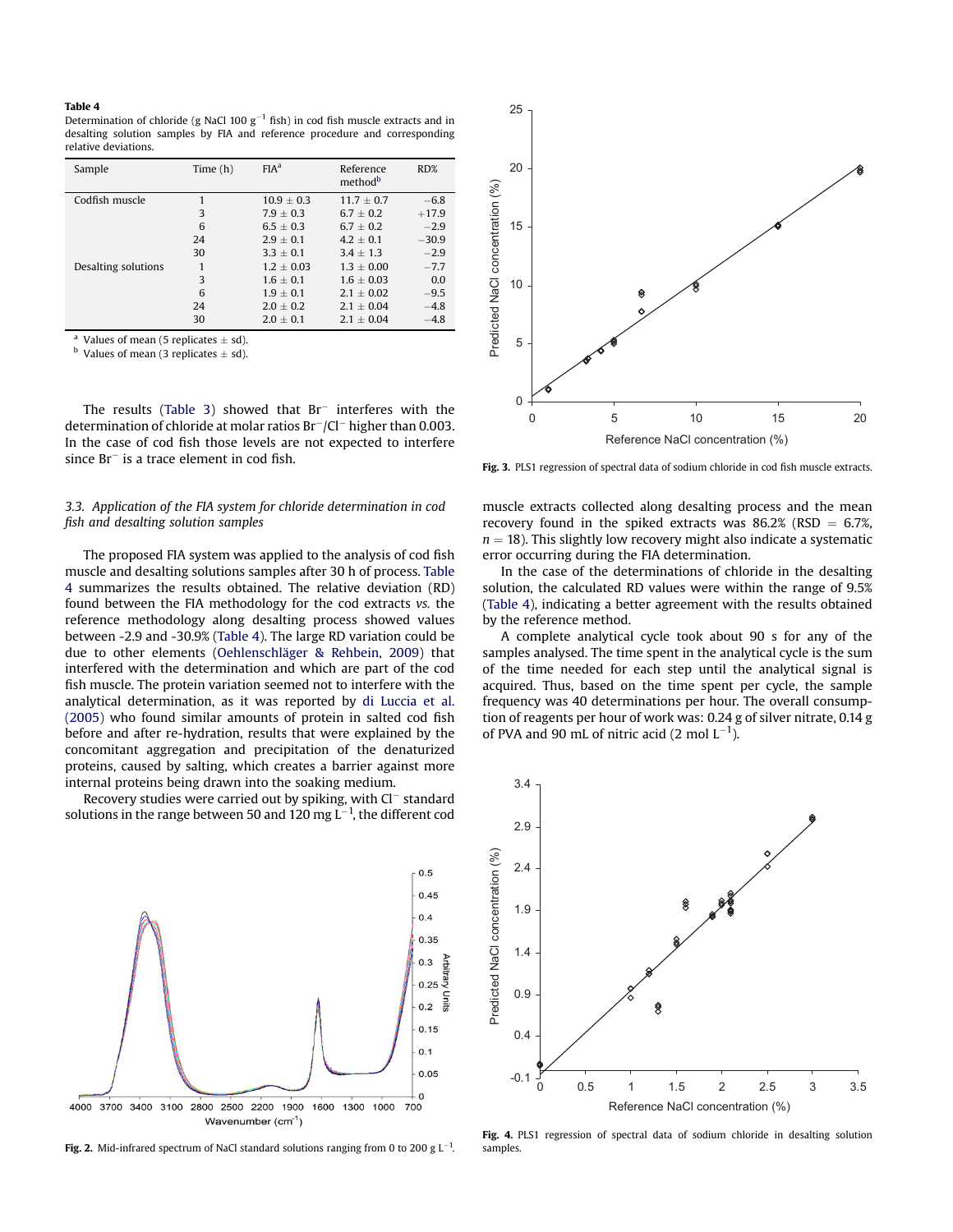**Table 4**
Determination of chloride (g NaCl 100 $g^{-1}$ fish) in cod fish muscle extracts and in desalting solution samples by FIA and reference procedure and corresponding relative deviations.

| Sample | Time (h) | FIA[a] | Reference method[b] | RD% |
|---|---|---|---|---|
| Codfish muscle | 1 | 10.9 ± 0.3 | 11.7 ± 0.7 | −6.8 |
| | 3 | 7.9 ± 0.3 | 6.7 ± 0.2 | +17.9 |
| | 6 | 6.5 ± 0.3 | 6.7 ± 0.2 | −2.9 |
| | 24 | 2.9 ± 0.1 | 4.2 ± 0.1 | −30.9 |
| | 30 | 3.3 ± 0.1 | 3.4 ± 1.3 | −2.9 |
| Desalting solutions | 1 | 1.2 ± 0.03 | 1.3 ± 0.00 | −7.7 |
| | 3 | 1.6 ± 0.1 | 1.6 ± 0.03 | 0.0 |
| | 6 | 1.9 ± 0.1 | 2.1 ± 0.02 | −9.5 |
| | 24 | 2.0 ± 0.2 | 2.1 ± 0.04 | −4.8 |
| | 30 | 2.0 ± 0.1 | 2.1 ± 0.04 | −4.8 |

[a] Values of mean (5 replicates ± sd).
[b] Values of mean (3 replicates ± sd).

The results (Table 3) showed that $Br^-$ interferes with the determination of chloride at molar ratios $Br^-/Cl^-$ higher than 0.003. In the case of cod fish those levels are not expected to interfere since $Br^-$ is a trace element in cod fish.

### 3.3. Application of the FIA system for chloride determination in cod fish and desalting solution samples

The proposed FIA system was applied to the analysis of cod fish muscle and desalting solutions samples after 30 h of process. Table 4 summarizes the results obtained. The relative deviation (RD) found between the FIA methodology for the cod extracts *vs.* the reference methodology along desalting process showed values between -2.9 and -30.9% (Table 4). The large RD variation could be due to other elements (Oehlenschläger & Rehbein, 2009) that interfered with the determination and which are part of the cod fish muscle. The protein variation seemed not to interfere with the analytical determination, as it was reported by di Luccia et al. (2005) who found similar amounts of protein in salted cod fish before and after re-hydration, results that were explained by the concomitant aggregation and precipitation of the denaturized proteins, caused by salting, which creates a barrier against more internal proteins being drawn into the soaking medium.

Recovery studies were carried out by spiking, with $Cl^-$ standard solutions in the range between 50 and 120 mg $L^{-1}$, the different cod muscle extracts collected along desalting process and the mean recovery found in the spiked extracts was 86.2% (RSD = 6.7%, $n = 18$). This slightly low recovery might also indicate a systematic error occurring during the FIA determination.

In the case of the determinations of chloride in the desalting solution, the calculated RD values were within the range of 9.5% (Table 4), indicating a better agreement with the results obtained by the reference method.

A complete analytical cycle took about 90 s for any of the samples analysed. The time spent in the analytical cycle is the sum of the time needed for each step until the analytical signal is acquired. Thus, based on the time spent per cycle, the sample frequency was 40 determinations per hour. The overall consumption of reagents per hour of work was: 0.24 g of silver nitrate, 0.14 g of PVA and 90 mL of nitric acid (2 mol $L^{-1}$).

**Fig. 2.** Mid-infrared spectrum of NaCl standard solutions ranging from 0 to 200 g $L^{-1}$.

**Fig. 3.** PLS1 regression of spectral data of sodium chloride in cod fish muscle extracts.

**Fig. 4.** PLS1 regression of spectral data of sodium chloride in desalting solution samples.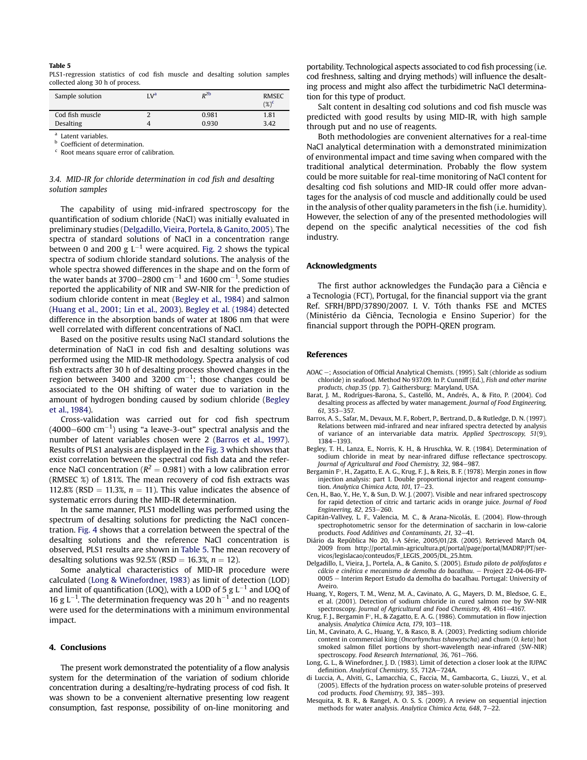**Table 5**
PLS1-regression statistics of cod fish muscle and desalting solution samples collected along 30 h of process.

| Sample solution | LV[a] | $R^{2b}$ | RMSEC (%)[c] |
|---|---|---|---|
| Cod fish muscle | 2 | 0.981 | 1.81 |
| Desalting | 4 | 0.930 | 3.42 |

[a] Latent variables.
[b] Coefficient of determination.
[c] Root means square error of calibration.

### 3.4. MID-IR for chloride determination in cod fish and desalting solution samples

The capability of using mid-infrared spectroscopy for the quantification of sodium chloride (NaCl) was initially evaluated in preliminary studies (Delgadillo, Vieira, Portela, & Ganito, 2005). The spectra of standard solutions of NaCl in a concentration range between 0 and 200 g $L^{-1}$ were acquired. Fig. 2 shows the typical spectra of sodium chloride standard solutions. The analysis of the whole spectra showed differences in the shape and on the form of the water bands at 3700–2800 $cm^{-1}$ and 1600 $cm^{-1}$. Some studies reported the applicability of NIR and SW-NIR for the prediction of sodium chloride content in meat (Begley et al., 1984) and salmon (Huang et al., 2001; Lin et al., 2003). Begley et al. (1984) detected difference in the absorption bands of water at 1806 nm that were well correlated with different concentrations of NaCl.

Based on the positive results using NaCl standard solutions the determination of NaCl in cod fish and desalting solutions was performed using the MID-IR methodology. Spectra analysis of cod fish extracts after 30 h of desalting process showed changes in the region between 3400 and 3200 $cm^{-1}$; those changes could be associated to the OH shifting of water due to variation in the amount of hydrogen bonding caused by sodium chloride (Begley et al., 1984).

Cross-validation was carried out for cod fish spectrum (4000–600 $cm^{-1}$) using "a leave-3-out" spectral analysis and the number of latent variables chosen were 2 (Barros et al., 1997). Results of PLS1 analysis are displayed in the Fig. 3 which shows that exist correlation between the spectral cod fish data and the reference NaCl concentration ($R^2 = 0.981$) with a low calibration error (RMSEC %) of 1.81%. The mean recovery of cod fish extracts was 112.8% (RSD = 11.3%, $n = 11$). This value indicates the absence of systematic errors during the MID-IR determination.

In the same manner, PLS1 modelling was performed using the spectrum of desalting solutions for predicting the NaCl concentration. Fig. 4 shows that a correlation between the spectral of the desalting solutions and the reference NaCl concentration is observed, PLS1 results are shown in Table 5. The mean recovery of desalting solutions was 92.5% (RSD = 16.3%, $n = 12$).

Some analytical characteristics of MID-IR procedure were calculated (Long & Winefordner, 1983) as limit of detection (LOD) and limit of quantification (LOQ), with a LOD of 5 g $L^{-1}$ and LOQ of 16 g $L^{-1}$. The determination frequency was 20 $h^{-1}$ and no reagents were used for the determinations with a minimum environmental impact.

## 4. Conclusions

The present work demonstrated the potentiality of a flow analysis system for the determination of the variation of sodium chloride concentration during a desalting/re-hydrating process of cod fish. It was shown to be a convenient alternative presenting low reagent consumption, fast response, possibility of on-line monitoring and portability. Technological aspects associated to cod fish processing (i.e. cod freshness, salting and drying methods) will influence the desalting process and might also affect the turbidimetric NaCl determination for this type of product.

Salt content in desalting cod solutions and cod fish muscle was predicted with good results by using MID-IR, with high sample through put and no use of reagents.

Both methodologies are convenient alternatives for a real-time NaCl analytical determination with a demonstrated minimization of environmental impact and time saving when compared with the traditional analytical determination. Probably the flow system could be more suitable for real-time monitoring of NaCl content for desalting cod fish solutions and MID-IR could offer more advantages for the analysis of cod muscle and additionally could be used in the analysis of other quality parameters in the fish (i.e. humidity). However, the selection of any of the presented methodologies will depend on the specific analytical necessities of the cod fish industry.

## Acknowledgments

The first author acknowledges the Fundação para a Ciência e a Tecnologia (FCT), Portugal, for the financial support via the grant Ref. SFRH/BPD/37890/2007. I. V. Tóth thanks FSE and MCTES (Ministério da Ciência, Tecnologia e Ensino Superior) for the financial support through the POPH-QREN program.

## References

- AOAC –; Association of Official Analytical Chemists. (1995). Salt (chloride as sodium chloride) in seafood. Method No 937.09. In P. Cunniff (Ed.), *Fish and other marine products, chap.35* (pp. 7). Gaithersburg: Maryland, USA.
- Barat, J. M., Rodrígues-Barona, S., Castelló, M., Andrés, A., & Fito, P. (2004). Cod desalting process as affected by water management. *Journal of Food Engineering, 61*, 353–357.
- Barros, A. S., Safar, M., Devaux, M. F., Robert, P., Bertrand, D., & Rutledge, D. N. (1997). Relations between mid-infrared and near infrared spectra detected by analysis of variance of an intervariable data matrix. *Applied Spectroscopy, 51*(9), 1384–1393.
- Begley, T. H., Lanza, E., Norris, K. H., & Hruschka, W. R. (1984). Determination of sodium chloride in meat by near-infrared diffuse reflectance spectroscopy. *Journal of Agricultural and Food Chemistry, 32*, 984–987.
- Bergamin F°, H., Zagatto, E. A. G., Krug, F. J., & Reis, B. F. (1978). Mergin zones in flow injection analysis: part 1. Double proportional injector and reagent consumption. *Analytica Chimica Acta, 101*, 17–23.
- Cen, H., Bao, Y., He, Y., & Sun, D. W. J. (2007). Visible and near infrared spectroscopy for rapid detection of citric and tartaric acids in orange juice. *Journal of Food Engineering, 82*, 253–260.
- Capitán-Vallvey, L. F., Valencia, M. C., & Arana-Nicolás, E. (2004). Flow-through spectrophotometric sensor for the determination of saccharin in low-calorie products. *Food Additives and Contaminants, 21*, 32–41.
- Diário da República No 20, I-A Série, 2005/01/28. (2005). Retrieved March 04, 2009 from http://portal.min-agricultura.pt/portal/page/portal/MADRP/PT/servicos/legislacao/conteudos/F_LEGIS_2005/DL_25.htm.
- Delgadillo, I., Vieira, J., Portela, A., & Ganito, S. (2005). *Estudo piloto de polifosfatos e cálcio e cinética e mecanismo de demolha do bacalhau*. – Project 22-04-06-IFP-0005 – Interim Report Estudo da demolha do bacalhau. Portugal: University of Aveiro.
- Huang, Y., Rogers, T. M., Wenz, M. A., Cavinato, A. G., Mayers, D. M., Bledsoe, G. E., et al. (2001). Detection of sodium chloride in cured salmon roe by SW-NIR spectroscopy. *Journal of Agricultural and Food Chemistry, 49*, 4161–4167.
- Krug, F. J., Bergamin F°, H., & Zagatto, E. A. G. (1986). Commutation in flow injection analysis. *Analytica Chimica Acta, 179*, 103–118.
- Lin, M., Cavinato, A. G., Huang, Y., & Rasco, B. A. (2003). Predicting sodium chloride content in commercial king (*Oncorhynchus tshawytscha*) and chum (*O. keta*) hot smoked salmon fillet portions by short-wavelength near-infrared (SW-NIR) spectroscopy. *Food Research International, 36*, 761–766.
- Long, G. L., & Winefordner, J. D. (1983). Limit of detection a closer look at the IUPAC definition. *Analytical Chemistry, 55*, 712A–724A.
- di Luccia, A., Alviti, G., Lamacchia, C., Faccia, M., Gambacorta, G., Liuzzi, V., et al. (2005). Effects of the hydration process on water-soluble proteins of preserved cod products. *Food Chemistry, 93*, 385–393.
- Mesquita, R. B. R., & Rangel, A. O. S. S. (2009). A review on sequential injection methods for water analysis. *Analytica Chimica Acta, 648*, 7–22.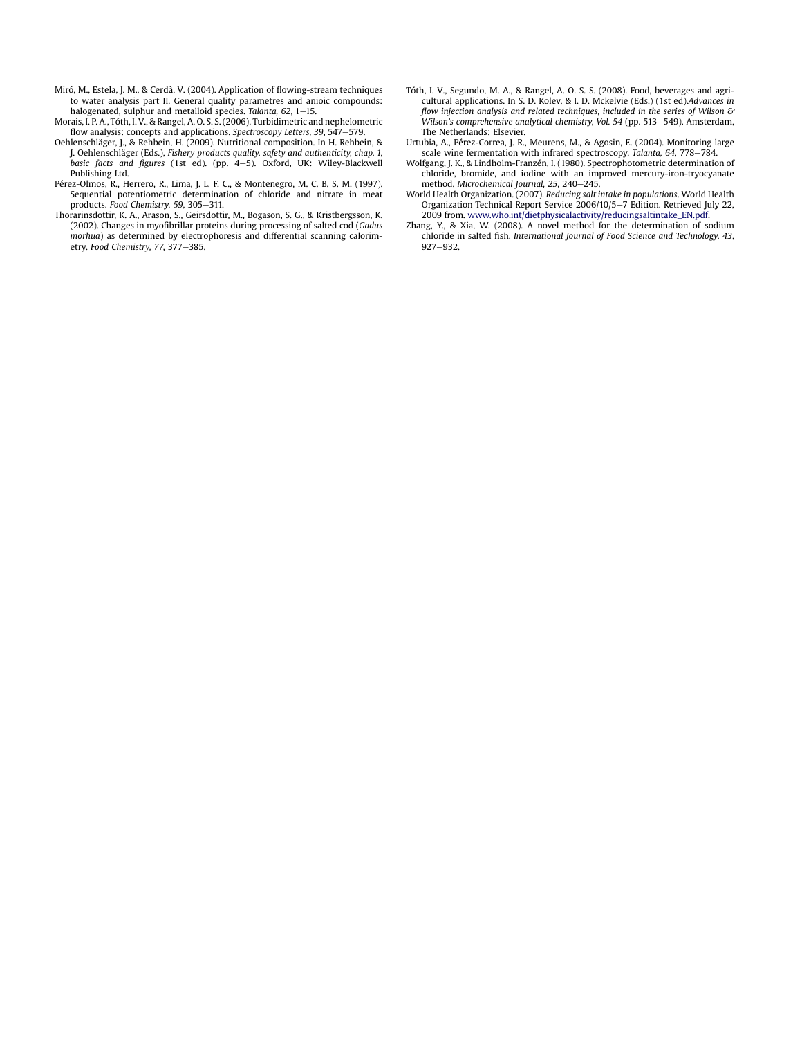Miró, M., Estela, J. M., & Cerdà, V. (2004). Application of flowing-stream techniques to water analysis part II. General quality parametres and anioic compounds: halogenated, sulphur and metalloid species. *Talanta, 62*, 1–15.

Morais, I. P. A., Tóth, I. V., & Rangel, A. O. S. S. (2006). Turbidimetric and nephelometric flow analysis: concepts and applications. *Spectroscopy Letters, 39*, 547–579.

Oehlenschläger, J., & Rehbein, H. (2009). Nutritional composition. In H. Rehbein, & J. Oehlenschläger (Eds.), *Fishery products quality, safety and authenticity, chap. 1, basic facts and figures* (1st ed). (pp. 4–5). Oxford, UK: Wiley-Blackwell Publishing Ltd.

Pérez-Olmos, R., Herrero, R., Lima, J. L. F. C., & Montenegro, M. C. B. S. M. (1997). Sequential potentiometric determination of chloride and nitrate in meat products. *Food Chemistry, 59*, 305–311.

Thorarinsdottir, K. A., Arason, S., Geirsdottir, M., Bogason, S. G., & Kristbergsson, K. (2002). Changes in myofibrillar proteins during processing of salted cod (*Gadus morhua*) as determined by electrophoresis and differential scanning calorimetry. *Food Chemistry, 77*, 377–385.

Tóth, I. V., Segundo, M. A., & Rangel, A. O. S. S. (2008). Food, beverages and agricultural applications. In S. D. Kolev, & I. D. Mckelvie (Eds.) (1st ed).*Advances in flow injection analysis and related techniques, included in the series of Wilson & Wilson's comprehensive analytical chemistry, Vol. 54* (pp. 513–549). Amsterdam, The Netherlands: Elsevier.

Urtubia, A., Pérez-Correa, J. R., Meurens, M., & Agosin, E. (2004). Monitoring large scale wine fermentation with infrared spectroscopy. *Talanta, 64*, 778–784.

Wolfgang, J. K., & Lindholm-Franzén, I. (1980). Spectrophotometric determination of chloride, bromide, and iodine with an improved mercury-iron-tryocyanate method. *Microchemical Journal, 25*, 240–245.

World Health Organization. (2007). *Reducing salt intake in populations*. World Health Organization Technical Report Service 2006/10/5–7 Edition. Retrieved July 22, 2009 from. www.who.int/dietphysicalactivity/reducingsaltintake_EN.pdf.

Zhang, Y., & Xia, W. (2008). A novel method for the determination of sodium chloride in salted fish. *International Journal of Food Science and Technology, 43*, 927–932.